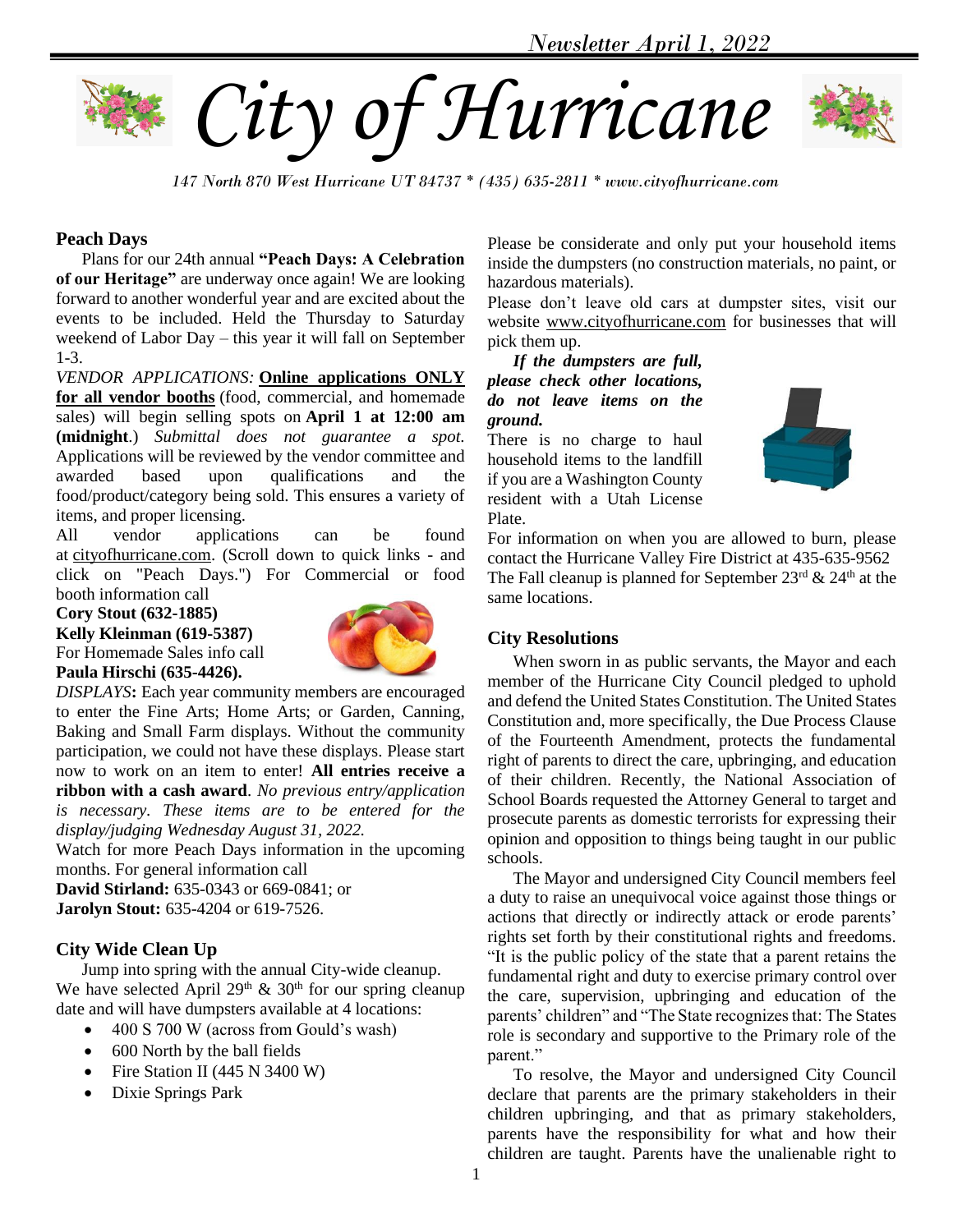*Newsletter April 1, 2022*

# City of Hurricane

*147 North 870 West Hurricane UT 84737 * (435) 635-2811 * www.cityofhurricane.com*

## Peach Days

Plans for our 24th annual **"Peach Days: A Celebration of our Heritage"** are underway once again! We are looking forward to another wonderful year and are excited about the events to be included. Held the Thursday to Saturday weekend of Labor Day – this year it will fall on September 1-3.

*VENDOR APPLICATIONS:* **Online applications ONLY for all vendor booths** (food, commercial, and homemade sales) will begin selling spots on **April 1 at 12:00 am (midnight**.) *Submittal does not guarantee a spot*. Applications will be reviewed by the vendor committee and awarded based upon qualifications and the food/product/category being sold. This ensures a variety of items, and proper licensing.

All vendor applications can be found at cityofhurricane.com. (Scroll down to quick links - and click on "Peach Days.") For Commercial or food booth information call

**Cory Stout (632-1885)**
**Kelly Kleinman (619-5387)**
For Homemade Sales info call
**Paula Hirschi (635-4426).**

*DISPLAYS***:** Each year community members are encouraged to enter the Fine Arts; Home Arts; or Garden, Canning, Baking and Small Farm displays. Without the community participation, we could not have these displays. Please start now to work on an item to enter! **All entries receive a ribbon with a cash award**. *No previous entry/application is necessary. These items are to be entered for the display/judging Wednesday August 31, 2022.*

Watch for more Peach Days information in the upcoming months. For general information call
**David Stirland:** 635-0343 or 669-0841; or
**Jarolyn Stout:** 635-4204 or 619-7526.

## City Wide Clean Up

Jump into spring with the annual City-wide cleanup. We have selected April 29th & 30th for our spring cleanup date and will have dumpsters available at 4 locations:

- 400 S 700 W (across from Gould's wash)
- 600 North by the ball fields
- Fire Station II (445 N 3400 W)
- Dixie Springs Park

Please be considerate and only put your household items inside the dumpsters (no construction materials, no paint, or hazardous materials).

Please don't leave old cars at dumpster sites, visit our website www.cityofhurricane.com for businesses that will pick them up.

***If the dumpsters are full, please check other locations, do not leave items on the ground.***

There is no charge to haul household items to the landfill if you are a Washington County resident with a Utah License Plate.

For information on when you are allowed to burn, please contact the Hurricane Valley Fire District at 435-635-9562

The Fall cleanup is planned for September 23rd & 24th at the same locations.

## City Resolutions

When sworn in as public servants, the Mayor and each member of the Hurricane City Council pledged to uphold and defend the United States Constitution. The United States Constitution and, more specifically, the Due Process Clause of the Fourteenth Amendment, protects the fundamental right of parents to direct the care, upbringing, and education of their children. Recently, the National Association of School Boards requested the Attorney General to target and prosecute parents as domestic terrorists for expressing their opinion and opposition to things being taught in our public schools.

The Mayor and undersigned City Council members feel a duty to raise an unequivocal voice against those things or actions that directly or indirectly attack or erode parents' rights set forth by their constitutional rights and freedoms. "It is the public policy of the state that a parent retains the fundamental right and duty to exercise primary control over the care, supervision, upbringing and education of the parents' children" and "The State recognizes that: The States role is secondary and supportive to the Primary role of the parent."

To resolve, the Mayor and undersigned City Council declare that parents are the primary stakeholders in their children upbringing, and that as primary stakeholders, parents have the responsibility for what and how their children are taught. Parents have the unalienable right to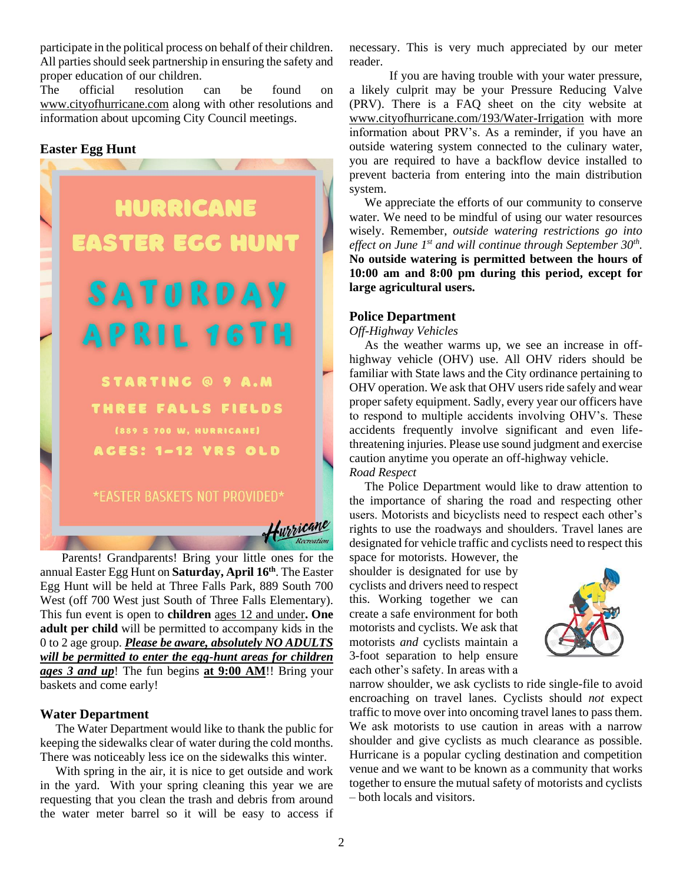participate in the political process on behalf of their children. All parties should seek partnership in ensuring the safety and proper education of our children.

The official resolution can be found on www.cityofhurricane.com along with other resolutions and information about upcoming City Council meetings.

## Easter Egg Hunt

HURRICANE EASTER EGG HUNT

SATURDAY APRIL 16TH

STARTING @ 9 A.M

THREE FALLS FIELDS

(889 S 700 W, HURRICANE)

AGES: 1-12 YRS OLD

*EASTER BASKETS NOT PROVIDED*

Hurricane Recreation

Parents! Grandparents! Bring your little ones for the annual Easter Egg Hunt on **Saturday, April 16th**. The Easter Egg Hunt will be held at Three Falls Park, 889 South 700 West (off 700 West just South of Three Falls Elementary). This fun event is open to **children** ages 12 and under**. One adult per child** will be permitted to accompany kids in the 0 to 2 age group. ***Please be aware, absolutely NO ADULTS will be permitted to enter the egg-hunt areas for children ages 3 and up***! The fun begins **at 9:00 AM**!! Bring your baskets and come early!

## Water Department

The Water Department would like to thank the public for keeping the sidewalks clear of water during the cold months. There was noticeably less ice on the sidewalks this winter.

With spring in the air, it is nice to get outside and work in the yard. With your spring cleaning this year we are requesting that you clean the trash and debris from around the water meter barrel so it will be easy to access if necessary. This is very much appreciated by our meter reader.

If you are having trouble with your water pressure, a likely culprit may be your Pressure Reducing Valve (PRV). There is a FAQ sheet on the city website at www.cityofhurricane.com/193/Water-Irrigation with more information about PRV's. As a reminder, if you have an outside watering system connected to the culinary water, you are required to have a backflow device installed to prevent bacteria from entering into the main distribution system.

We appreciate the efforts of our community to conserve water. We need to be mindful of using our water resources wisely. Remember, *outside watering restrictions go into effect on June 1st and will continue through September 30th.* **No outside watering is permitted between the hours of 10:00 am and 8:00 pm during this period, except for large agricultural users.**

## Police Department

*Off-Highway Vehicles*

As the weather warms up, we see an increase in off-highway vehicle (OHV) use. All OHV riders should be familiar with State laws and the City ordinance pertaining to OHV operation. We ask that OHV users ride safely and wear proper safety equipment. Sadly, every year our officers have to respond to multiple accidents involving OHV's. These accidents frequently involve significant and even life-threatening injuries. Please use sound judgment and exercise caution anytime you operate an off-highway vehicle.

*Road Respect*

The Police Department would like to draw attention to the importance of sharing the road and respecting other users. Motorists and bicyclists need to respect each other's rights to use the roadways and shoulders. Travel lanes are designated for vehicle traffic and cyclists need to respect this space for motorists. However, the shoulder is designated for use by cyclists and drivers need to respect this. Working together we can create a safe environment for both motorists and cyclists. We ask that motorists *and* cyclists maintain a 3-foot separation to help ensure each other's safety. In areas with a narrow shoulder, we ask cyclists to ride single-file to avoid encroaching on travel lanes. Cyclists should *not* expect traffic to move over into oncoming travel lanes to pass them. We ask motorists to use caution in areas with a narrow shoulder and give cyclists as much clearance as possible. Hurricane is a popular cycling destination and competition venue and we want to be known as a community that works together to ensure the mutual safety of motorists and cyclists – both locals and visitors.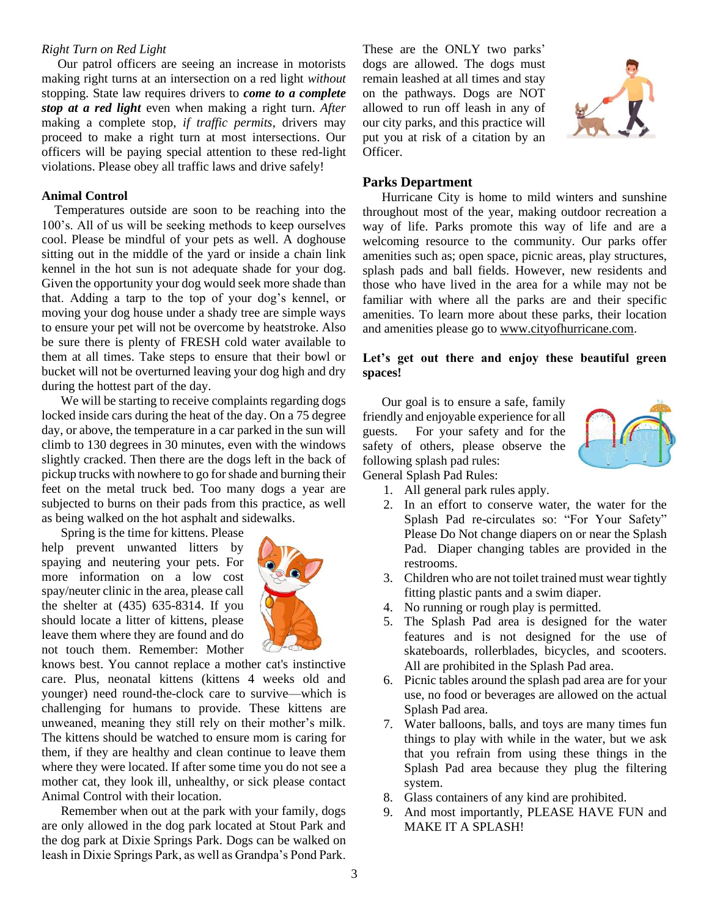*Right Turn on Red Light*

Our patrol officers are seeing an increase in motorists making right turns at an intersection on a red light *without* stopping. State law requires drivers to ***come to a complete stop at a red light*** even when making a right turn. *After* making a complete stop, *if traffic permits*, drivers may proceed to make a right turn at most intersections. Our officers will be paying special attention to these red-light violations. Please obey all traffic laws and drive safely!

**Animal Control**

Temperatures outside are soon to be reaching into the 100's. All of us will be seeking methods to keep ourselves cool. Please be mindful of your pets as well. A doghouse sitting out in the middle of the yard or inside a chain link kennel in the hot sun is not adequate shade for your dog. Given the opportunity your dog would seek more shade than that. Adding a tarp to the top of your dog's kennel, or moving your dog house under a shady tree are simple ways to ensure your pet will not be overcome by heatstroke. Also be sure there is plenty of FRESH cold water available to them at all times. Take steps to ensure that their bowl or bucket will not be overturned leaving your dog high and dry during the hottest part of the day.

We will be starting to receive complaints regarding dogs locked inside cars during the heat of the day. On a 75 degree day, or above, the temperature in a car parked in the sun will climb to 130 degrees in 30 minutes, even with the windows slightly cracked. Then there are the dogs left in the back of pickup trucks with nowhere to go for shade and burning their feet on the metal truck bed. Too many dogs a year are subjected to burns on their pads from this practice, as well as being walked on the hot asphalt and sidewalks.

Spring is the time for kittens. Please help prevent unwanted litters by spaying and neutering your pets. For more information on a low cost spay/neuter clinic in the area, please call the shelter at (435) 635-8314. If you should locate a litter of kittens, please leave them where they are found and do not touch them. Remember: Mother knows best. You cannot replace a mother cat's instinctive care. Plus, neonatal kittens (kittens 4 weeks old and younger) need round-the-clock care to survive—which is challenging for humans to provide. These kittens are unweaned, meaning they still rely on their mother's milk. The kittens should be watched to ensure mom is caring for them, if they are healthy and clean continue to leave them where they were located. If after some time you do not see a mother cat, they look ill, unhealthy, or sick please contact Animal Control with their location.

Remember when out at the park with your family, dogs are only allowed in the dog park located at Stout Park and the dog park at Dixie Springs Park. Dogs can be walked on leash in Dixie Springs Park, as well as Grandpa's Pond Park. These are the ONLY two parks' dogs are allowed. The dogs must remain leashed at all times and stay on the pathways. Dogs are NOT allowed to run off leash in any of our city parks, and this practice will put you at risk of a citation by an Officer.

**Parks Department**

Hurricane City is home to mild winters and sunshine throughout most of the year, making outdoor recreation a way of life. Parks promote this way of life and are a welcoming resource to the community. Our parks offer amenities such as; open space, picnic areas, play structures, splash pads and ball fields. However, new residents and those who have lived in the area for a while may not be familiar with where all the parks are and their specific amenities. To learn more about these parks, their location and amenities please go to www.cityofhurricane.com.

**Let's get out there and enjoy these beautiful green spaces!**

Our goal is to ensure a safe, family friendly and enjoyable experience for all guests. For your safety and for the safety of others, please observe the following splash pad rules:

General Splash Pad Rules:

1. All general park rules apply.
2. In an effort to conserve water, the water for the Splash Pad re-circulates so: "For Your Safety" Please Do Not change diapers on or near the Splash Pad. Diaper changing tables are provided in the restrooms.
3. Children who are not toilet trained must wear tightly fitting plastic pants and a swim diaper.
4. No running or rough play is permitted.
5. The Splash Pad area is designed for the water features and is not designed for the use of skateboards, rollerblades, bicycles, and scooters. All are prohibited in the Splash Pad area.
6. Picnic tables around the splash pad area are for your use, no food or beverages are allowed on the actual Splash Pad area.
7. Water balloons, balls, and toys are many times fun things to play with while in the water, but we ask that you refrain from using these things in the Splash Pad area because they plug the filtering system.
8. Glass containers of any kind are prohibited.
9. And most importantly, PLEASE HAVE FUN and MAKE IT A SPLASH!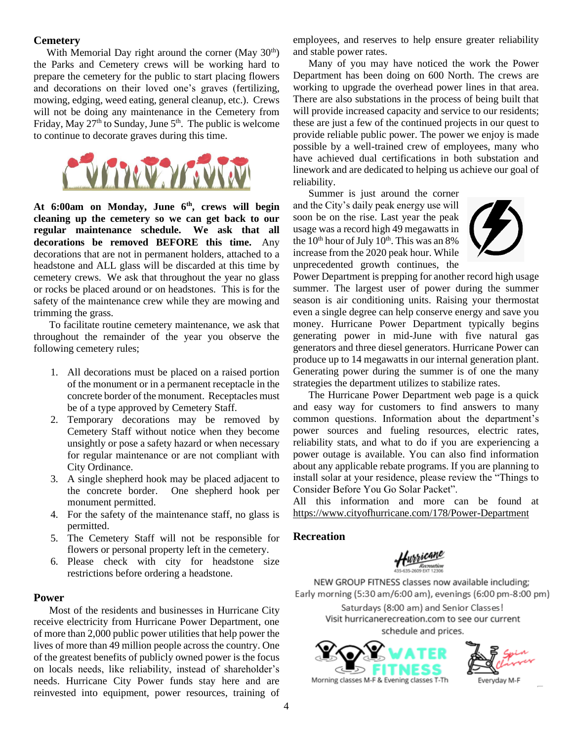## Cemetery

With Memorial Day right around the corner (May 30th) the Parks and Cemetery crews will be working hard to prepare the cemetery for the public to start placing flowers and decorations on their loved one's graves (fertilizing, mowing, edging, weed eating, general cleanup, etc.). Crews will not be doing any maintenance in the Cemetery from Friday, May 27th to Sunday, June 5th. The public is welcome to continue to decorate graves during this time.

**At 6:00am on Monday, June 6th, crews will begin cleaning up the cemetery so we can get back to our regular maintenance schedule. We ask that all decorations be removed BEFORE this time.** Any decorations that are not in permanent holders, attached to a headstone and ALL glass will be discarded at this time by cemetery crews. We ask that throughout the year no glass or rocks be placed around or on headstones. This is for the safety of the maintenance crew while they are mowing and trimming the grass.

To facilitate routine cemetery maintenance, we ask that throughout the remainder of the year you observe the following cemetery rules;

1. All decorations must be placed on a raised portion of the monument or in a permanent receptacle in the concrete border of the monument. Receptacles must be of a type approved by Cemetery Staff.
2. Temporary decorations may be removed by Cemetery Staff without notice when they become unsightly or pose a safety hazard or when necessary for regular maintenance or are not compliant with City Ordinance.
3. A single shepherd hook may be placed adjacent to the concrete border. One shepherd hook per monument permitted.
4. For the safety of the maintenance staff, no glass is permitted.
5. The Cemetery Staff will not be responsible for flowers or personal property left in the cemetery.
6. Please check with city for headstone size restrictions before ordering a headstone.

## Power

Most of the residents and businesses in Hurricane City receive electricity from Hurricane Power Department, one of more than 2,000 public power utilities that help power the lives of more than 49 million people across the country. One of the greatest benefits of publicly owned power is the focus on locals needs, like reliability, instead of shareholder's needs. Hurricane City Power funds stay here and are reinvested into equipment, power resources, training of employees, and reserves to help ensure greater reliability and stable power rates.

Many of you may have noticed the work the Power Department has been doing on 600 North. The crews are working to upgrade the overhead power lines in that area. There are also substations in the process of being built that will provide increased capacity and service to our residents; these are just a few of the continued projects in our quest to provide reliable public power. The power we enjoy is made possible by a well-trained crew of employees, many who have achieved dual certifications in both substation and linework and are dedicated to helping us achieve our goal of reliability.

Summer is just around the corner and the City's daily peak energy use will soon be on the rise. Last year the peak usage was a record high 49 megawatts in the 10th hour of July 10th. This was an 8% increase from the 2020 peak hour. While unprecedented growth continues, the Power Department is prepping for another record high usage summer. The largest user of power during the summer season is air conditioning units. Raising your thermostat even a single degree can help conserve energy and save you money. Hurricane Power Department typically begins generating power in mid-June with five natural gas generators and three diesel generators. Hurricane Power can produce up to 14 megawatts in our internal generation plant. Generating power during the summer is of one the many strategies the department utilizes to stabilize rates.

The Hurricane Power Department web page is a quick and easy way for customers to find answers to many common questions. Information about the department's power sources and fueling resources, electric rates, reliability stats, and what to do if you are experiencing a power outage is available. You can also find information about any applicable rebate programs. If you are planning to install solar at your residence, please review the "Things to Consider Before You Go Solar Packet".

All this information and more can be found at https://www.cityofhurricane.com/178/Power-Department

## Recreation

Hurricane Recreation
435-635-2609 EXT 12306

NEW GROUP FITNESS classes now available including;
Early morning (5:30 am/6:00 am), evenings (6:00 pm-8:00 pm)
Saturdays (8:00 am) and Senior Classes!
Visit hurricanerecreation.com to see our current schedule and prices.

WATER FITNESS
Morning classes M-F & Evening classes T-Th

Spin Classes
Everyday M-F